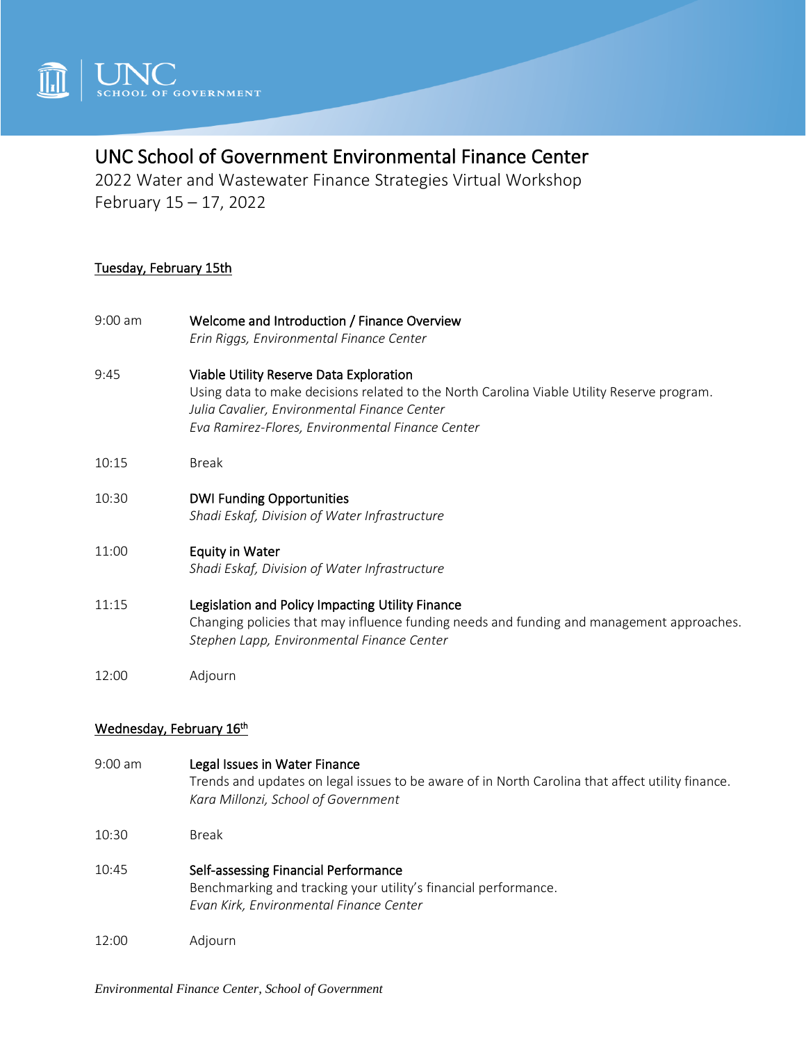UNC SCHOOL OF GOVERNMENT

# UNC School of Government Environmental Finance Center

2022 Water and Wastewater Finance Strategies Virtual Workshop
February 15 – 17, 2022

## Tuesday, February 15th

9:00 am **Welcome and Introduction / Finance Overview**
*Erin Riggs, Environmental Finance Center*

9:45 **Viable Utility Reserve Data Exploration**
Using data to make decisions related to the North Carolina Viable Utility Reserve program.
*Julia Cavalier, Environmental Finance Center*
*Eva Ramirez-Flores, Environmental Finance Center*

10:15 Break

10:30 **DWI Funding Opportunities**
*Shadi Eskaf, Division of Water Infrastructure*

11:00 **Equity in Water**
*Shadi Eskaf, Division of Water Infrastructure*

11:15 **Legislation and Policy Impacting Utility Finance**
Changing policies that may influence funding needs and funding and management approaches.
*Stephen Lapp, Environmental Finance Center*

12:00 Adjourn

## Wednesday, February 16th

9:00 am **Legal Issues in Water Finance**
Trends and updates on legal issues to be aware of in North Carolina that affect utility finance.
*Kara Millonzi, School of Government*

10:30 Break

10:45 **Self-assessing Financial Performance**
Benchmarking and tracking your utility's financial performance.
*Evan Kirk, Environmental Finance Center*

12:00 Adjourn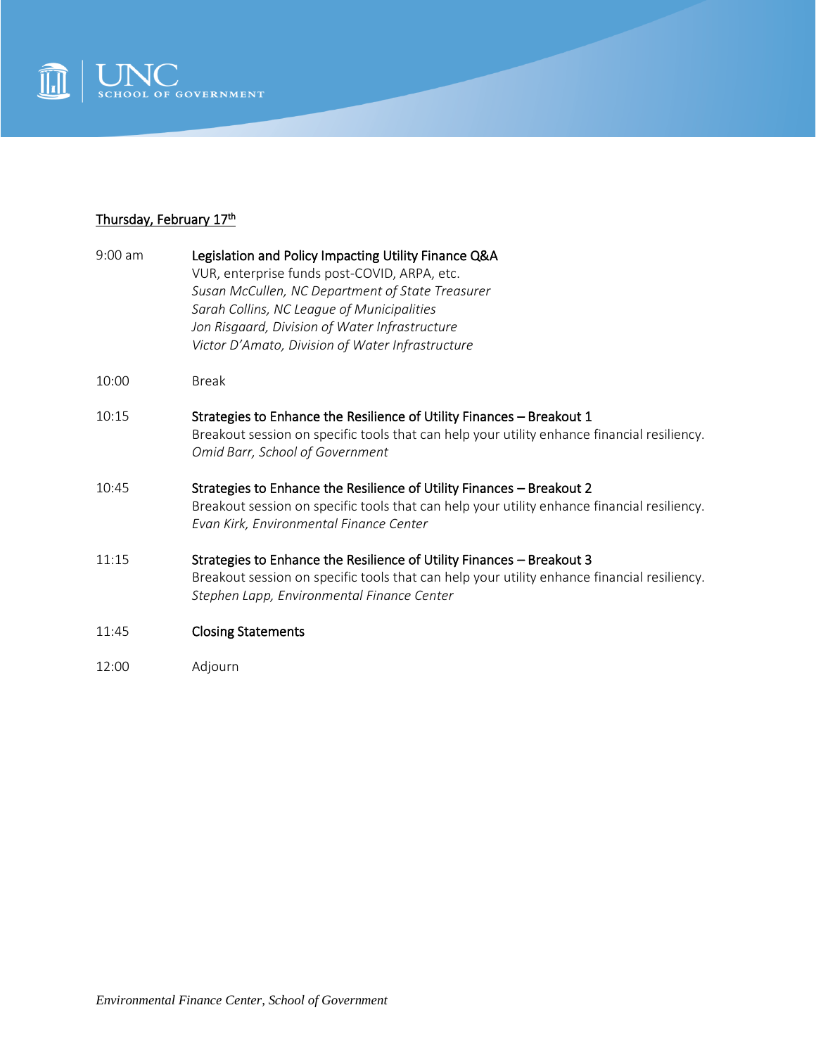Thursday, February 17th

| | |
|---|---|
| 9:00 am | **Legislation and Policy Impacting Utility Finance Q&A**<br>VUR, enterprise funds post-COVID, ARPA, etc.<br>*Susan McCullen, NC Department of State Treasurer*<br>*Sarah Collins, NC League of Municipalities*<br>*Jon Risgaard, Division of Water Infrastructure*<br>*Victor D'Amato, Division of Water Infrastructure* |
| 10:00 | Break |
| 10:15 | **Strategies to Enhance the Resilience of Utility Finances – Breakout 1**<br>Breakout session on specific tools that can help your utility enhance financial resiliency.<br>*Omid Barr, School of Government* |
| 10:45 | **Strategies to Enhance the Resilience of Utility Finances – Breakout 2**<br>Breakout session on specific tools that can help your utility enhance financial resiliency.<br>*Evan Kirk, Environmental Finance Center* |
| 11:15 | **Strategies to Enhance the Resilience of Utility Finances – Breakout 3**<br>Breakout session on specific tools that can help your utility enhance financial resiliency.<br>*Stephen Lapp, Environmental Finance Center* |
| 11:45 | **Closing Statements** |
| 12:00 | Adjourn |